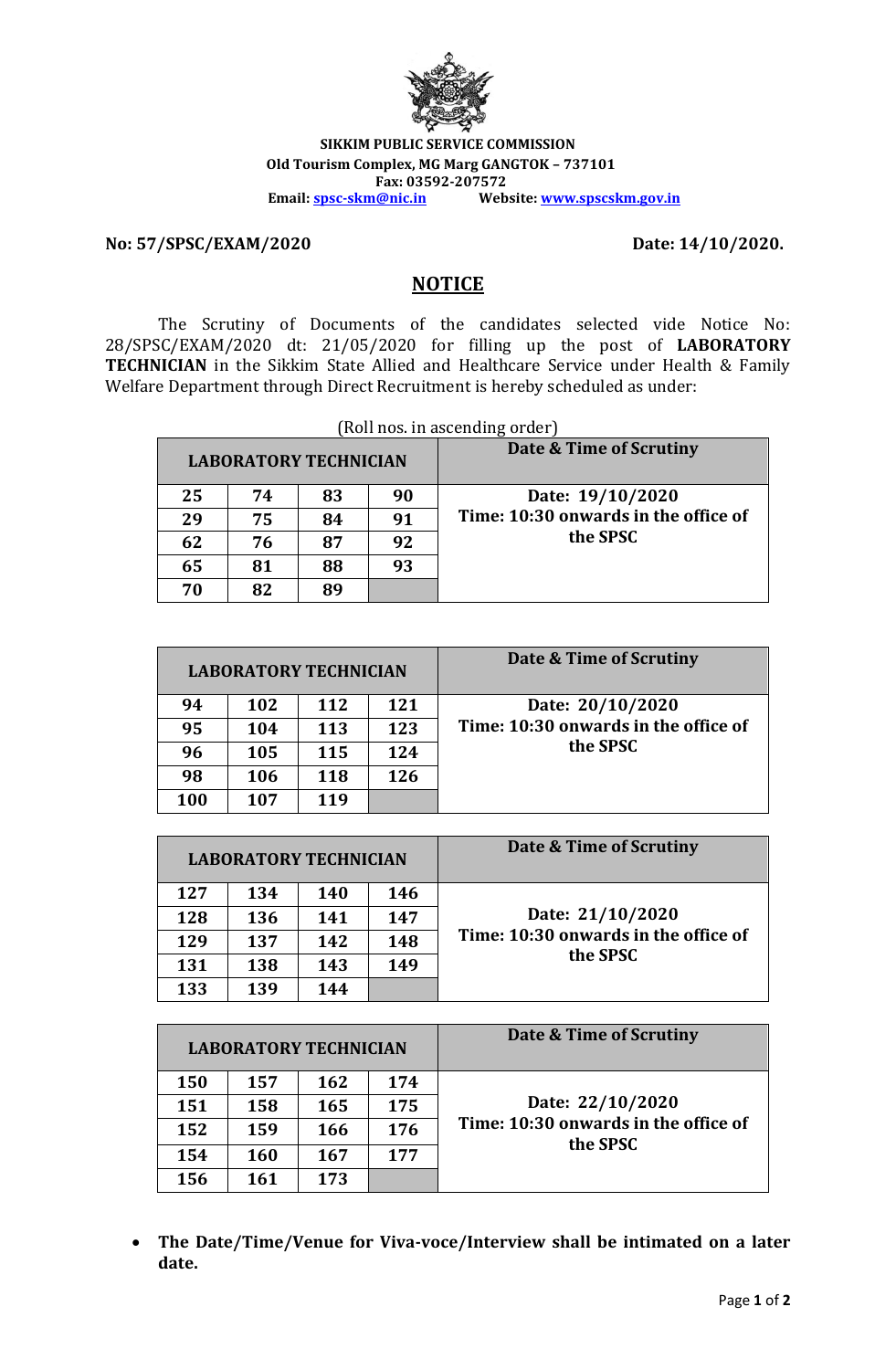**SIKKIM PUBLIC SERVICE COMMISSION**
**Old Tourism Complex, MG Marg GANGTOK – 737101**
**Fax: 03592-207572**
**Email: spsc-skm@nic.in** **Website: www.spscskm.gov.in**

**No: 57/SPSC/EXAM/2020** **Date: 14/10/2020.**

# NOTICE

The Scrutiny of Documents of the candidates selected vide Notice No: 28/SPSC/EXAM/2020 dt: 21/05/2020 for filling up the post of **LABORATORY TECHNICIAN** in the Sikkim State Allied and Healthcare Service under Health & Family Welfare Department through Direct Recruitment is hereby scheduled as under:

(Roll nos. in ascending order)

| LABORATORY TECHNICIAN | | | | Date & Time of Scrutiny |
|---|---|---|---|---|
| **25** | **74** | **83** | **90** | **Date: 19/10/2020 Time: 10:30 onwards in the office of the SPSC** |
| **29** | **75** | **84** | **91** | |
| **62** | **76** | **87** | **92** | |
| **65** | **81** | **88** | **93** | |
| **70** | **82** | **89** | | |

| LABORATORY TECHNICIAN | | | | Date & Time of Scrutiny |
|---|---|---|---|---|
| **94** | **102** | **112** | **121** | **Date: 20/10/2020 Time: 10:30 onwards in the office of the SPSC** |
| **95** | **104** | **113** | **123** | |
| **96** | **105** | **115** | **124** | |
| **98** | **106** | **118** | **126** | |
| **100** | **107** | **119** | | |

| LABORATORY TECHNICIAN | | | | Date & Time of Scrutiny |
|---|---|---|---|---|
| **127** | **134** | **140** | **146** | **Date: 21/10/2020 Time: 10:30 onwards in the office of the SPSC** |
| **128** | **136** | **141** | **147** | |
| **129** | **137** | **142** | **148** | |
| **131** | **138** | **143** | **149** | |
| **133** | **139** | **144** | | |

| LABORATORY TECHNICIAN | | | | Date & Time of Scrutiny |
|---|---|---|---|---|
| **150** | **157** | **162** | **174** | **Date: 22/10/2020 Time: 10:30 onwards in the office of the SPSC** |
| **151** | **158** | **165** | **175** | |
| **152** | **159** | **166** | **176** | |
| **154** | **160** | **167** | **177** | |
| **156** | **161** | **173** | | |

- **The Date/Time/Venue for Viva-voce/Interview shall be intimated on a later date.**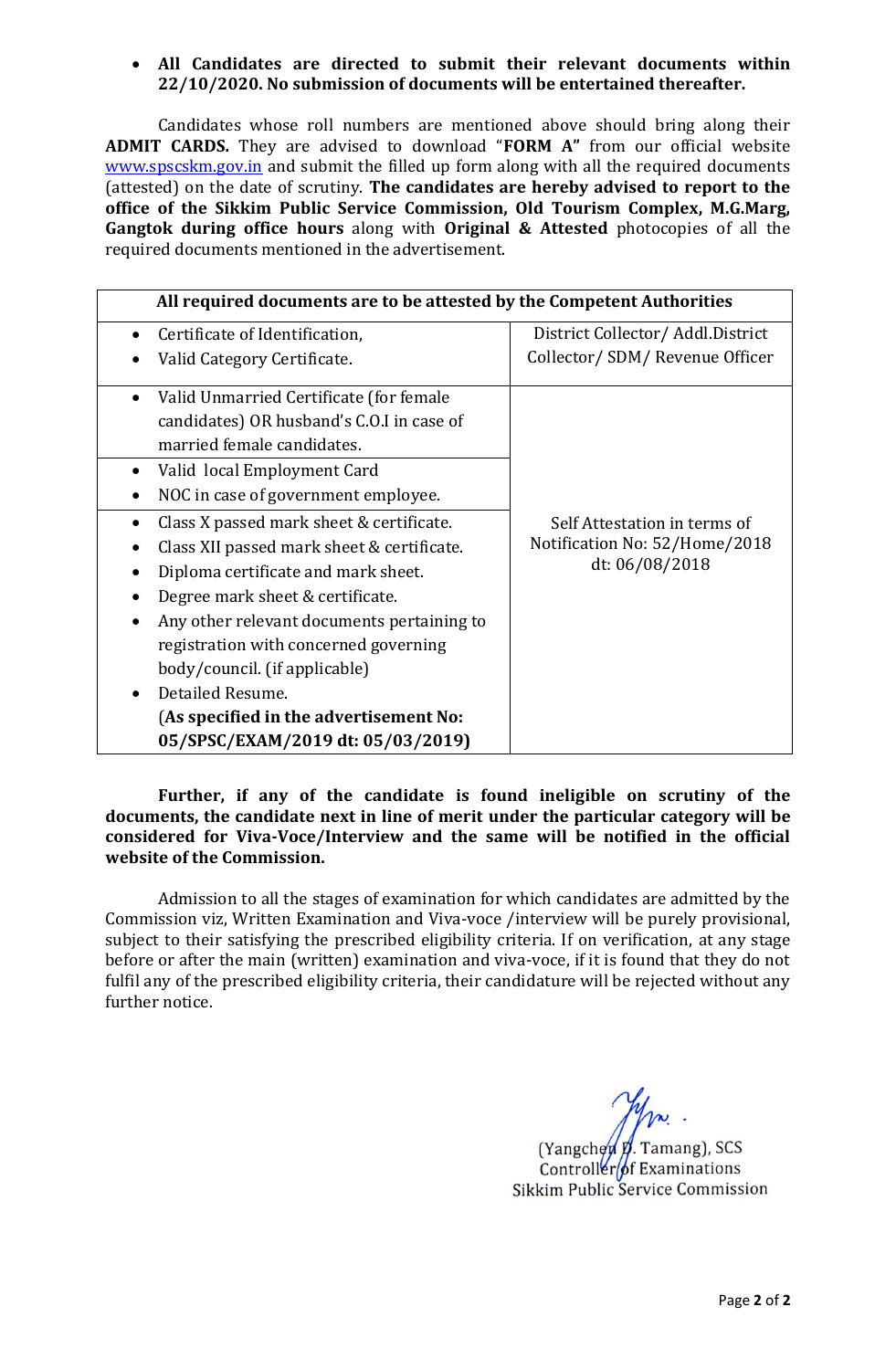- **All Candidates are directed to submit their relevant documents within 22/10/2020. No submission of documents will be entertained thereafter.**

Candidates whose roll numbers are mentioned above should bring along their **ADMIT CARDS.** They are advised to download "**FORM A"** from our official website www.spscskm.gov.in and submit the filled up form along with all the required documents (attested) on the date of scrutiny. **The candidates are hereby advised to report to the office of the Sikkim Public Service Commission, Old Tourism Complex, M.G.Marg, Gangtok during office hours** along with **Original & Attested** photocopies of all the required documents mentioned in the advertisement.

| All required documents are to be attested by the Competent Authorities | |
|---|---|
| • Certificate of Identification,<br>• Valid Category Certificate. | District Collector/ Addl.District Collector/ SDM/ Revenue Officer |
| • Valid Unmarried Certificate (for female candidates) OR husband's C.O.I in case of married female candidates. | Self Attestation in terms of Notification No: 52/Home/2018 dt: 06/08/2018 |
| • Valid local Employment Card<br>• NOC in case of government employee. | |
| • Class X passed mark sheet & certificate.<br>• Class XII passed mark sheet & certificate.<br>• Diploma certificate and mark sheet.<br>• Degree mark sheet & certificate.<br>• Any other relevant documents pertaining to registration with concerned governing body/council. (if applicable)<br>• Detailed Resume.<br>(**As specified in the advertisement No: 05/SPSC/EXAM/2019 dt: 05/03/2019)** | |

**Further, if any of the candidate is found ineligible on scrutiny of the documents, the candidate next in line of merit under the particular category will be considered for Viva-Voce/Interview and the same will be notified in the official website of the Commission.**

Admission to all the stages of examination for which candidates are admitted by the Commission viz, Written Examination and Viva-voce /interview will be purely provisional, subject to their satisfying the prescribed eligibility criteria. If on verification, at any stage before or after the main (written) examination and viva-voce, if it is found that they do not fulfil any of the prescribed eligibility criteria, their candidature will be rejected without any further notice.

(Yangchen D. Tamang), SCS
Controller of Examinations
Sikkim Public Service Commission